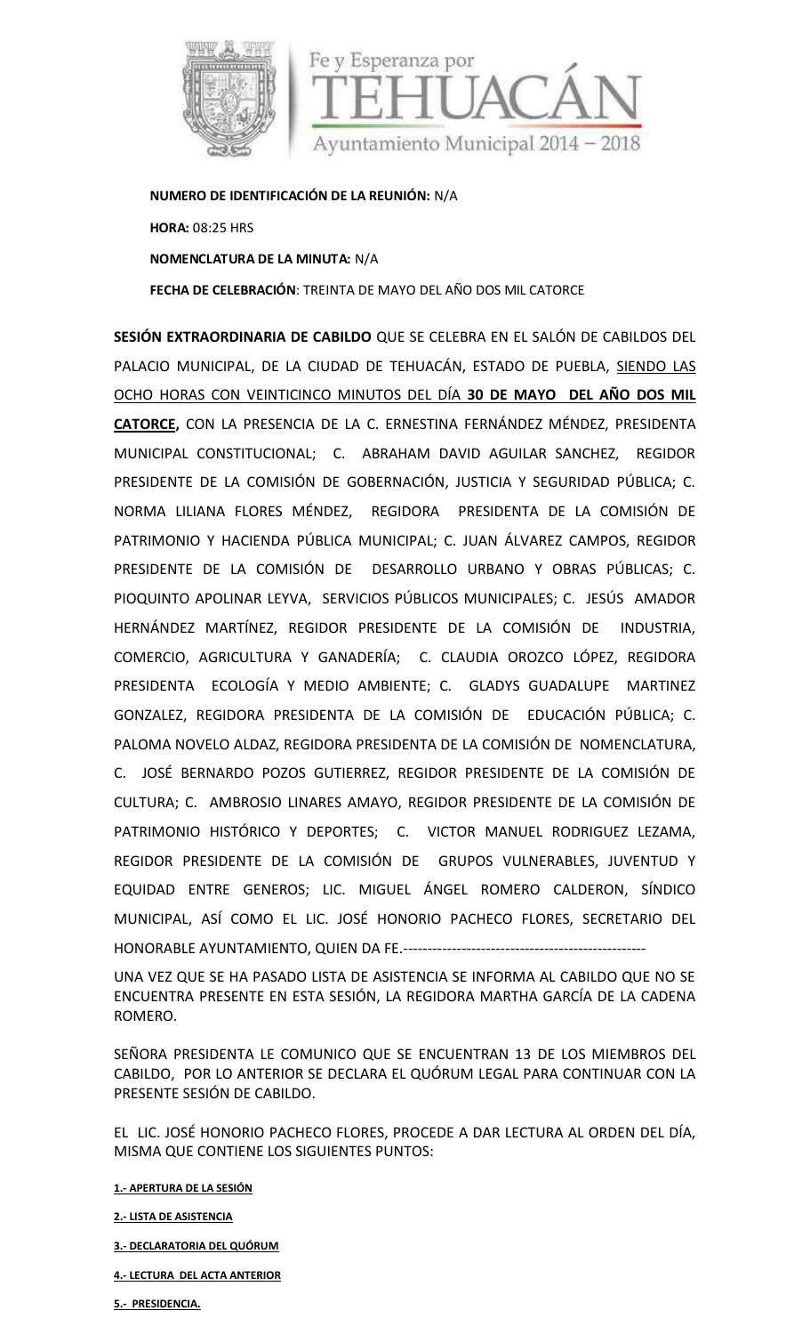Fe y Esperanza por TEHUACÁN
Ayuntamiento Municipal 2014 – 2018

**NUMERO DE IDENTIFICACIÓN DE LA REUNIÓN:** N/A

**HORA:** 08:25 HRS

**NOMENCLATURA DE LA MINUTA:** N/A

**FECHA DE CELEBRACIÓN**: TREINTA DE MAYO DEL AÑO DOS MIL CATORCE

**SESIÓN EXTRAORDINARIA DE CABILDO** QUE SE CELEBRA EN EL SALÓN DE CABILDOS DEL PALACIO MUNICIPAL, DE LA CIUDAD DE TEHUACÁN, ESTADO DE PUEBLA, SIENDO LAS OCHO HORAS CON VEINTICINCO MINUTOS DEL DÍA **30 DE MAYO DEL AÑO DOS MIL CATORCE,** CON LA PRESENCIA DE LA C. ERNESTINA FERNÁNDEZ MÉNDEZ, PRESIDENTA MUNICIPAL CONSTITUCIONAL; C. ABRAHAM DAVID AGUILAR SANCHEZ, REGIDOR PRESIDENTE DE LA COMISIÓN DE GOBERNACIÓN, JUSTICIA Y SEGURIDAD PÚBLICA; C. NORMA LILIANA FLORES MÉNDEZ, REGIDORA PRESIDENTA DE LA COMISIÓN DE PATRIMONIO Y HACIENDA PÚBLICA MUNICIPAL; C. JUAN ÁLVAREZ CAMPOS, REGIDOR PRESIDENTE DE LA COMISIÓN DE DESARROLLO URBANO Y OBRAS PÚBLICAS; C. PIOQUINTO APOLINAR LEYVA, SERVICIOS PÚBLICOS MUNICIPALES; C. JESÚS AMADOR HERNÁNDEZ MARTÍNEZ, REGIDOR PRESIDENTE DE LA COMISIÓN DE INDUSTRIA, COMERCIO, AGRICULTURA Y GANADERÍA; C. CLAUDIA OROZCO LÓPEZ, REGIDORA PRESIDENTA ECOLOGÍA Y MEDIO AMBIENTE; C. GLADYS GUADALUPE MARTINEZ GONZALEZ, REGIDORA PRESIDENTA DE LA COMISIÓN DE EDUCACIÓN PÚBLICA; C. PALOMA NOVELO ALDAZ, REGIDORA PRESIDENTA DE LA COMISIÓN DE NOMENCLATURA, C. JOSÉ BERNARDO POZOS GUTIERREZ, REGIDOR PRESIDENTE DE LA COMISIÓN DE CULTURA; C. AMBROSIO LINARES AMAYO, REGIDOR PRESIDENTE DE LA COMISIÓN DE PATRIMONIO HISTÓRICO Y DEPORTES; C. VICTOR MANUEL RODRIGUEZ LEZAMA, REGIDOR PRESIDENTE DE LA COMISIÓN DE GRUPOS VULNERABLES, JUVENTUD Y EQUIDAD ENTRE GENEROS; LIC. MIGUEL ÁNGEL ROMERO CALDERON, SÍNDICO MUNICIPAL, ASÍ COMO EL LIC. JOSÉ HONORIO PACHECO FLORES, SECRETARIO DEL HONORABLE AYUNTAMIENTO, QUIEN DA FE.--------------------------------------------------

UNA VEZ QUE SE HA PASADO LISTA DE ASISTENCIA SE INFORMA AL CABILDO QUE NO SE ENCUENTRA PRESENTE EN ESTA SESIÓN, LA REGIDORA MARTHA GARCÍA DE LA CADENA ROMERO.

SEÑORA PRESIDENTA LE COMUNICO QUE SE ENCUENTRAN 13 DE LOS MIEMBROS DEL CABILDO, POR LO ANTERIOR SE DECLARA EL QUÓRUM LEGAL PARA CONTINUAR CON LA PRESENTE SESIÓN DE CABILDO.

EL LIC. JOSÉ HONORIO PACHECO FLORES, PROCEDE A DAR LECTURA AL ORDEN DEL DÍA, MISMA QUE CONTIENE LOS SIGUIENTES PUNTOS:

**1.- APERTURA DE LA SESIÓN**

**2.- LISTA DE ASISTENCIA**

**3.- DECLARATORIA DEL QUÓRUM**

**4.- LECTURA DEL ACTA ANTERIOR**

**5.- PRESIDENCIA.**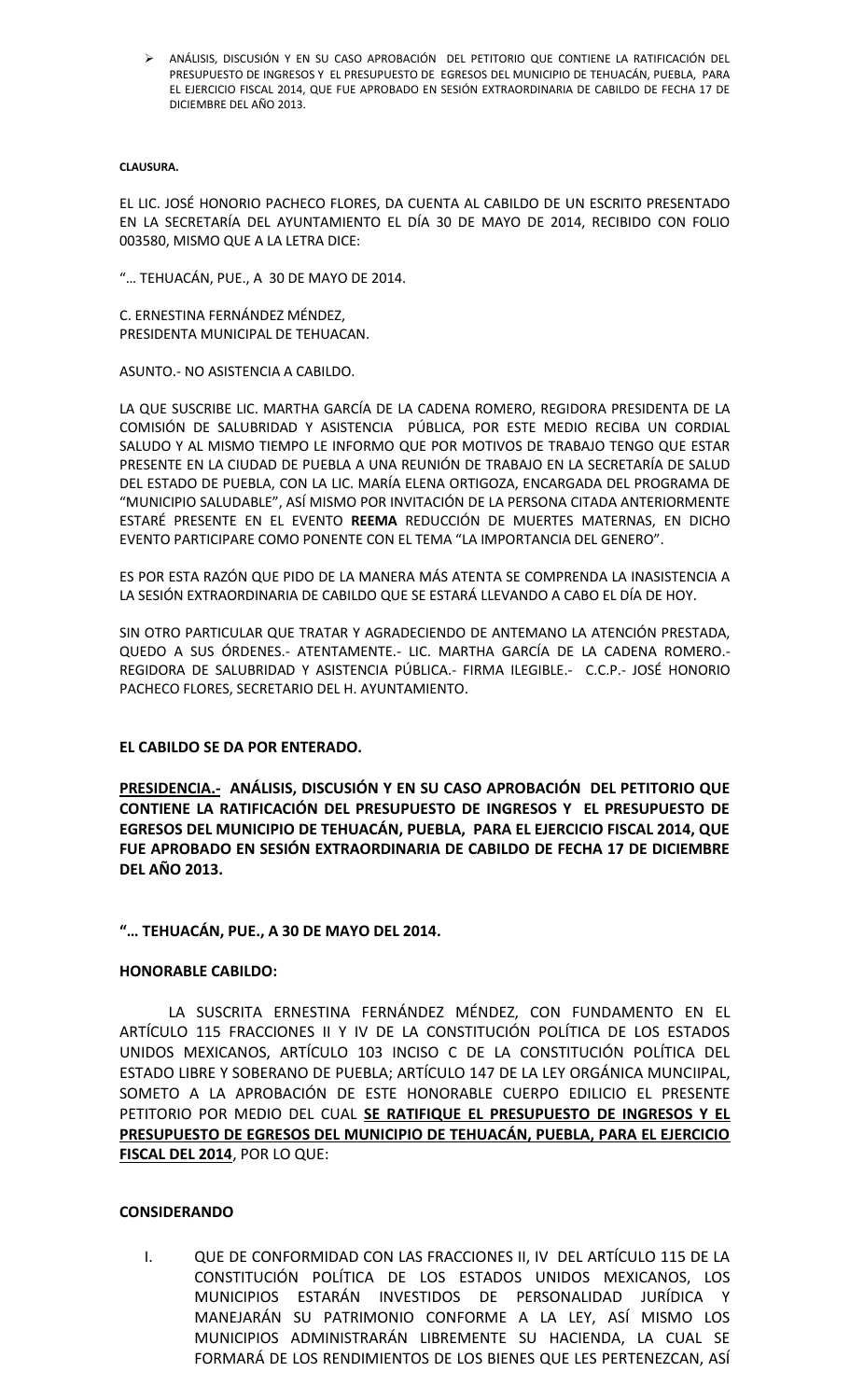- ANÁLISIS, DISCUSIÓN Y EN SU CASO APROBACIÓN DEL PETITORIO QUE CONTIENE LA RATIFICACIÓN DEL PRESUPUESTO DE INGRESOS Y EL PRESUPUESTO DE EGRESOS DEL MUNICIPIO DE TEHUACÁN, PUEBLA, PARA EL EJERCICIO FISCAL 2014, QUE FUE APROBADO EN SESIÓN EXTRAORDINARIA DE CABILDO DE FECHA 17 DE DICIEMBRE DEL AÑO 2013.

**CLAUSURA.**

EL LIC. JOSÉ HONORIO PACHECO FLORES, DA CUENTA AL CABILDO DE UN ESCRITO PRESENTADO EN LA SECRETARÍA DEL AYUNTAMIENTO EL DÍA 30 DE MAYO DE 2014, RECIBIDO CON FOLIO 003580, MISMO QUE A LA LETRA DICE:

"… TEHUACÁN, PUE., A 30 DE MAYO DE 2014.

C. ERNESTINA FERNÁNDEZ MÉNDEZ,
PRESIDENTA MUNICIPAL DE TEHUACAN.

ASUNTO.- NO ASISTENCIA A CABILDO.

LA QUE SUSCRIBE LIC. MARTHA GARCÍA DE LA CADENA ROMERO, REGIDORA PRESIDENTA DE LA COMISIÓN DE SALUBRIDAD Y ASISTENCIA PÚBLICA, POR ESTE MEDIO RECIBA UN CORDIAL SALUDO Y AL MISMO TIEMPO LE INFORMO QUE POR MOTIVOS DE TRABAJO TENGO QUE ESTAR PRESENTE EN LA CIUDAD DE PUEBLA A UNA REUNIÓN DE TRABAJO EN LA SECRETARÍA DE SALUD DEL ESTADO DE PUEBLA, CON LA LIC. MARÍA ELENA ORTIGOZA, ENCARGADA DEL PROGRAMA DE "MUNICIPIO SALUDABLE", ASÍ MISMO POR INVITACIÓN DE LA PERSONA CITADA ANTERIORMENTE ESTARÉ PRESENTE EN EL EVENTO **REEMA** REDUCCIÓN DE MUERTES MATERNAS, EN DICHO EVENTO PARTICIPARE COMO PONENTE CON EL TEMA "LA IMPORTANCIA DEL GENERO".

ES POR ESTA RAZÓN QUE PIDO DE LA MANERA MÁS ATENTA SE COMPRENDA LA INASISTENCIA A LA SESIÓN EXTRAORDINARIA DE CABILDO QUE SE ESTARÁ LLEVANDO A CABO EL DÍA DE HOY.

SIN OTRO PARTICULAR QUE TRATAR Y AGRADECIENDO DE ANTEMANO LA ATENCIÓN PRESTADA, QUEDO A SUS ÓRDENES.- ATENTAMENTE.- LIC. MARTHA GARCÍA DE LA CADENA ROMERO.- REGIDORA DE SALUBRIDAD Y ASISTENCIA PÚBLICA.- FIRMA ILEGIBLE.- C.C.P.- JOSÉ HONORIO PACHECO FLORES, SECRETARIO DEL H. AYUNTAMIENTO.

**EL CABILDO SE DA POR ENTERADO.**

**PRESIDENCIA.- ANÁLISIS, DISCUSIÓN Y EN SU CASO APROBACIÓN DEL PETITORIO QUE CONTIENE LA RATIFICACIÓN DEL PRESUPUESTO DE INGRESOS Y EL PRESUPUESTO DE EGRESOS DEL MUNICIPIO DE TEHUACÁN, PUEBLA, PARA EL EJERCICIO FISCAL 2014, QUE FUE APROBADO EN SESIÓN EXTRAORDINARIA DE CABILDO DE FECHA 17 DE DICIEMBRE DEL AÑO 2013.**

**"… TEHUACÁN, PUE., A 30 DE MAYO DEL 2014.**

**HONORABLE CABILDO:**

LA SUSCRITA ERNESTINA FERNÁNDEZ MÉNDEZ, CON FUNDAMENTO EN EL ARTÍCULO 115 FRACCIONES II Y IV DE LA CONSTITUCIÓN POLÍTICA DE LOS ESTADOS UNIDOS MEXICANOS, ARTÍCULO 103 INCISO C DE LA CONSTITUCIÓN POLÍTICA DEL ESTADO LIBRE Y SOBERANO DE PUEBLA; ARTÍCULO 147 DE LA LEY ORGÁNICA MUNCIIPAL, SOMETO A LA APROBACIÓN DE ESTE HONORABLE CUERPO EDILICIO EL PRESENTE PETITORIO POR MEDIO DEL CUAL **SE RATIFIQUE EL PRESUPUESTO DE INGRESOS Y EL PRESUPUESTO DE EGRESOS DEL MUNICIPIO DE TEHUACÁN, PUEBLA, PARA EL EJERCICIO FISCAL DEL 2014**, POR LO QUE:

**CONSIDERANDO**

I. QUE DE CONFORMIDAD CON LAS FRACCIONES II, IV DEL ARTÍCULO 115 DE LA CONSTITUCIÓN POLÍTICA DE LOS ESTADOS UNIDOS MEXICANOS, LOS MUNICIPIOS ESTARÁN INVESTIDOS DE PERSONALIDAD JURÍDICA Y MANEJARÁN SU PATRIMONIO CONFORME A LA LEY, ASÍ MISMO LOS MUNICIPIOS ADMINISTRARÁN LIBREMENTE SU HACIENDA, LA CUAL SE FORMARÁ DE LOS RENDIMIENTOS DE LOS BIENES QUE LES PERTENEZCAN, ASÍ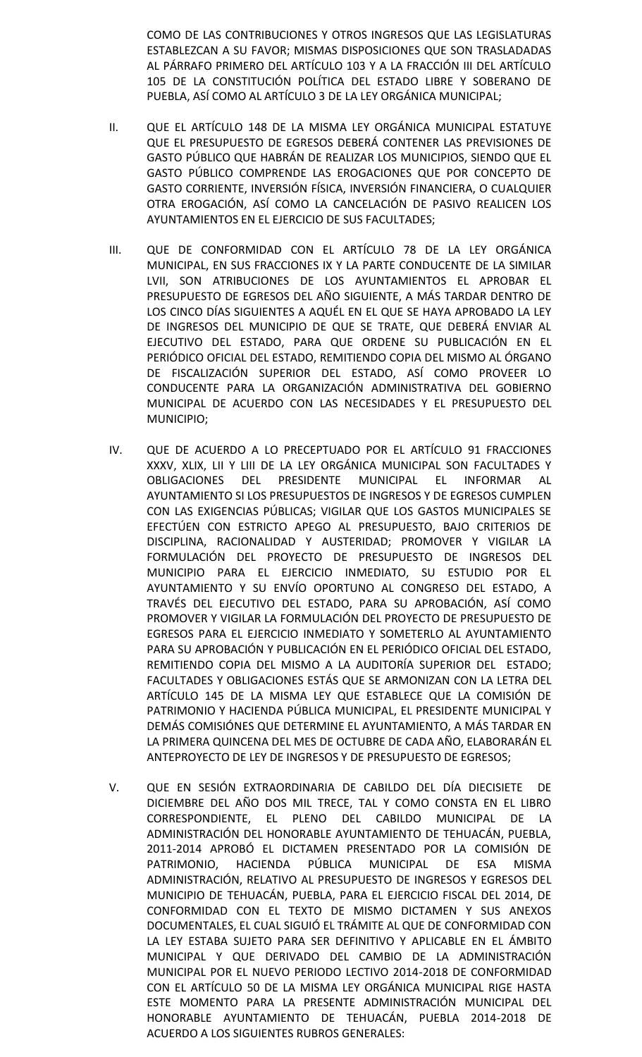COMO DE LAS CONTRIBUCIONES Y OTROS INGRESOS QUE LAS LEGISLATURAS ESTABLEZCAN A SU FAVOR; MISMAS DISPOSICIONES QUE SON TRASLADADAS AL PÁRRAFO PRIMERO DEL ARTÍCULO 103 Y A LA FRACCIÓN III DEL ARTÍCULO 105 DE LA CONSTITUCIÓN POLÍTICA DEL ESTADO LIBRE Y SOBERANO DE PUEBLA, ASÍ COMO AL ARTÍCULO 3 DE LA LEY ORGÁNICA MUNICIPAL;

II. QUE EL ARTÍCULO 148 DE LA MISMA LEY ORGÁNICA MUNICIPAL ESTATUYE QUE EL PRESUPUESTO DE EGRESOS DEBERÁ CONTENER LAS PREVISIONES DE GASTO PÚBLICO QUE HABRÁN DE REALIZAR LOS MUNICIPIOS, SIENDO QUE EL GASTO PÚBLICO COMPRENDE LAS EROGACIONES QUE POR CONCEPTO DE GASTO CORRIENTE, INVERSIÓN FÍSICA, INVERSIÓN FINANCIERA, O CUALQUIER OTRA EROGACIÓN, ASÍ COMO LA CANCELACIÓN DE PASIVO REALICEN LOS AYUNTAMIENTOS EN EL EJERCICIO DE SUS FACULTADES;

III. QUE DE CONFORMIDAD CON EL ARTÍCULO 78 DE LA LEY ORGÁNICA MUNICIPAL, EN SUS FRACCIONES IX Y LA PARTE CONDUCENTE DE LA SIMILAR LVII, SON ATRIBUCIONES DE LOS AYUNTAMIENTOS EL APROBAR EL PRESUPUESTO DE EGRESOS DEL AÑO SIGUIENTE, A MÁS TARDAR DENTRO DE LOS CINCO DÍAS SIGUIENTES A AQUÉL EN EL QUE SE HAYA APROBADO LA LEY DE INGRESOS DEL MUNICIPIO DE QUE SE TRATE, QUE DEBERÁ ENVIAR AL EJECUTIVO DEL ESTADO, PARA QUE ORDENE SU PUBLICACIÓN EN EL PERIÓDICO OFICIAL DEL ESTADO, REMITIENDO COPIA DEL MISMO AL ÓRGANO DE FISCALIZACIÓN SUPERIOR DEL ESTADO, ASÍ COMO PROVEER LO CONDUCENTE PARA LA ORGANIZACIÓN ADMINISTRATIVA DEL GOBIERNO MUNICIPAL DE ACUERDO CON LAS NECESIDADES Y EL PRESUPUESTO DEL MUNICIPIO;

IV. QUE DE ACUERDO A LO PRECEPTUADO POR EL ARTÍCULO 91 FRACCIONES XXXV, XLIX, LII Y LIII DE LA LEY ORGÁNICA MUNICIPAL SON FACULTADES Y OBLIGACIONES DEL PRESIDENTE MUNICIPAL EL INFORMAR AL AYUNTAMIENTO SI LOS PRESUPUESTOS DE INGRESOS Y DE EGRESOS CUMPLEN CON LAS EXIGENCIAS PÚBLICAS; VIGILAR QUE LOS GASTOS MUNICIPALES SE EFECTÚEN CON ESTRICTO APEGO AL PRESUPUESTO, BAJO CRITERIOS DE DISCIPLINA, RACIONALIDAD Y AUSTERIDAD; PROMOVER Y VIGILAR LA FORMULACIÓN DEL PROYECTO DE PRESUPUESTO DE INGRESOS DEL MUNICIPIO PARA EL EJERCICIO INMEDIATO, SU ESTUDIO POR EL AYUNTAMIENTO Y SU ENVÍO OPORTUNO AL CONGRESO DEL ESTADO, A TRAVÉS DEL EJECUTIVO DEL ESTADO, PARA SU APROBACIÓN, ASÍ COMO PROMOVER Y VIGILAR LA FORMULACIÓN DEL PROYECTO DE PRESUPUESTO DE EGRESOS PARA EL EJERCICIO INMEDIATO Y SOMETERLO AL AYUNTAMIENTO PARA SU APROBACIÓN Y PUBLICACIÓN EN EL PERIÓDICO OFICIAL DEL ESTADO, REMITIENDO COPIA DEL MISMO A LA AUDITORÍA SUPERIOR DEL ESTADO; FACULTADES Y OBLIGACIONES ESTÁS QUE SE ARMONIZAN CON LA LETRA DEL ARTÍCULO 145 DE LA MISMA LEY QUE ESTABLECE QUE LA COMISIÓN DE PATRIMONIO Y HACIENDA PÚBLICA MUNICIPAL, EL PRESIDENTE MUNICIPAL Y DEMÁS COMISIÓNES QUE DETERMINE EL AYUNTAMIENTO, A MÁS TARDAR EN LA PRIMERA QUINCENA DEL MES DE OCTUBRE DE CADA AÑO, ELABORARÁN EL ANTEPROYECTO DE LEY DE INGRESOS Y DE PRESUPUESTO DE EGRESOS;

V. QUE EN SESIÓN EXTRAORDINARIA DE CABILDO DEL DÍA DIECISIETE DE DICIEMBRE DEL AÑO DOS MIL TRECE, TAL Y COMO CONSTA EN EL LIBRO CORRESPONDIENTE, EL PLENO DEL CABILDO MUNICIPAL DE LA ADMINISTRACIÓN DEL HONORABLE AYUNTAMIENTO DE TEHUACÁN, PUEBLA, 2011-2014 APROBÓ EL DICTAMEN PRESENTADO POR LA COMISIÓN DE PATRIMONIO, HACIENDA PÚBLICA MUNICIPAL DE ESA MISMA ADMINISTRACIÓN, RELATIVO AL PRESUPUESTO DE INGRESOS Y EGRESOS DEL MUNICIPIO DE TEHUACÁN, PUEBLA, PARA EL EJERCICIO FISCAL DEL 2014, DE CONFORMIDAD CON EL TEXTO DE MISMO DICTAMEN Y SUS ANEXOS DOCUMENTALES, EL CUAL SIGUIÓ EL TRÁMITE AL QUE DE CONFORMIDAD CON LA LEY ESTABA SUJETO PARA SER DEFINITIVO Y APLICABLE EN EL ÁMBITO MUNICIPAL Y QUE DERIVADO DEL CAMBIO DE LA ADMINISTRACIÓN MUNICIPAL POR EL NUEVO PERIODO LECTIVO 2014-2018 DE CONFORMIDAD CON EL ARTÍCULO 50 DE LA MISMA LEY ORGÁNICA MUNICIPAL RIGE HASTA ESTE MOMENTO PARA LA PRESENTE ADMINISTRACIÓN MUNICIPAL DEL HONORABLE AYUNTAMIENTO DE TEHUACÁN, PUEBLA 2014-2018 DE ACUERDO A LOS SIGUIENTES RUBROS GENERALES: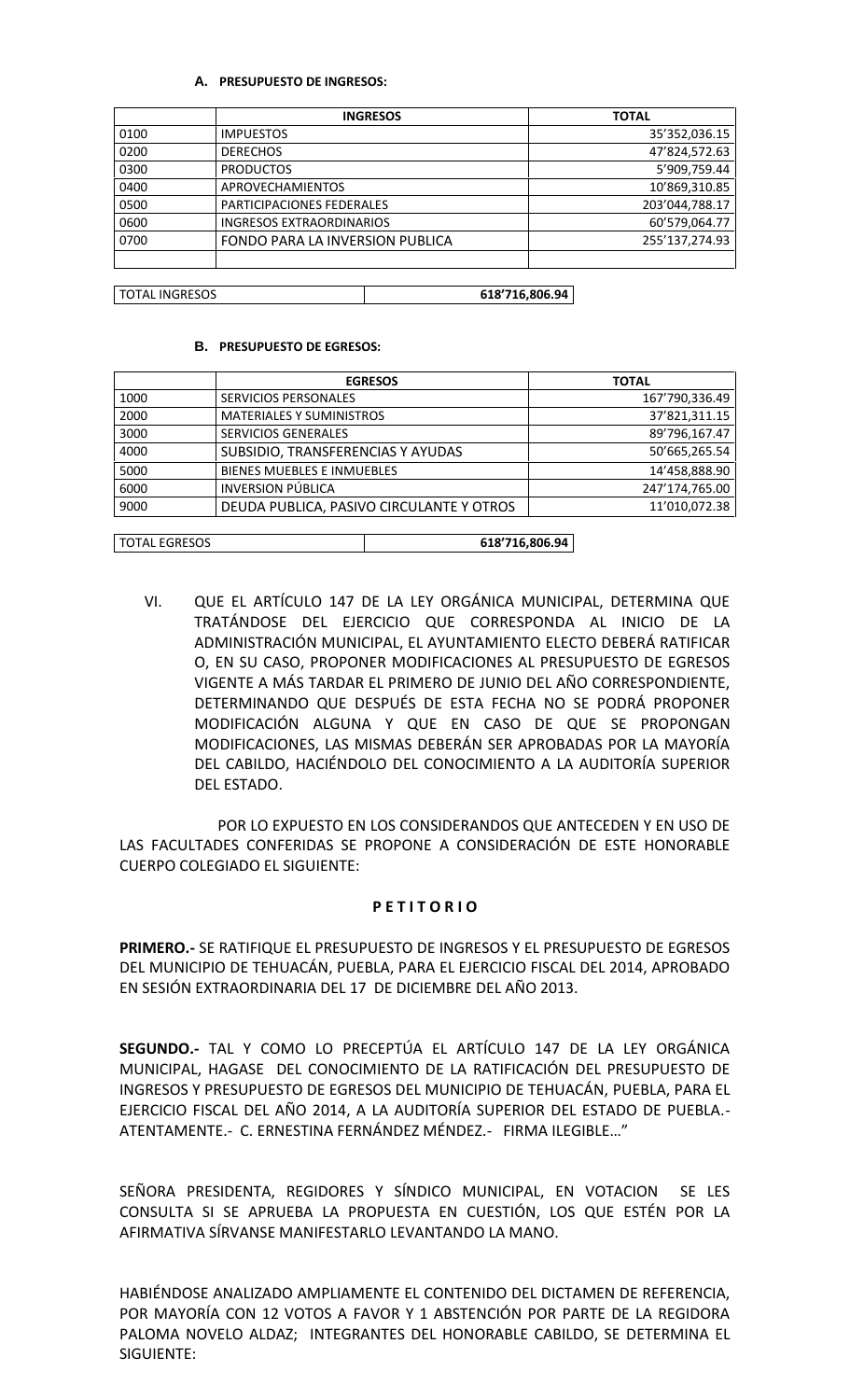#### A. PRESUPUESTO DE INGRESOS:

| | INGRESOS | TOTAL |
|---|---|---|
| 0100 | IMPUESTOS | 35'352,036.15 |
| 0200 | DERECHOS | 47'824,572.63 |
| 0300 | PRODUCTOS | 5'909,759.44 |
| 0400 | APROVECHAMIENTOS | 10'869,310.85 |
| 0500 | PARTICIPACIONES FEDERALES | 203'044,788.17 |
| 0600 | INGRESOS EXTRAORDINARIOS | 60'579,064.77 |
| 0700 | FONDO PARA LA INVERSION PUBLICA | 255'137,274.93 |
| | | |

| TOTAL INGRESOS | 618'716,806.94 |
|---|---|

#### B. PRESUPUESTO DE EGRESOS:

| | EGRESOS | TOTAL |
|---|---|---|
| 1000 | SERVICIOS PERSONALES | 167'790,336.49 |
| 2000 | MATERIALES Y SUMINISTROS | 37'821,311.15 |
| 3000 | SERVICIOS GENERALES | 89'796,167.47 |
| 4000 | SUBSIDIO, TRANSFERENCIAS Y AYUDAS | 50'665,265.54 |
| 5000 | BIENES MUEBLES E INMUEBLES | 14'458,888.90 |
| 6000 | INVERSION PÚBLICA | 247'174,765.00 |
| 9000 | DEUDA PUBLICA, PASIVO CIRCULANTE Y OTROS | 11'010,072.38 |

| TOTAL EGRESOS | 618'716,806.94 |
|---|---|

VI. QUE EL ARTÍCULO 147 DE LA LEY ORGÁNICA MUNICIPAL, DETERMINA QUE TRATÁNDOSE DEL EJERCICIO QUE CORRESPONDA AL INICIO DE LA ADMINISTRACIÓN MUNICIPAL, EL AYUNTAMIENTO ELECTO DEBERÁ RATIFICAR O, EN SU CASO, PROPONER MODIFICACIONES AL PRESUPUESTO DE EGRESOS VIGENTE A MÁS TARDAR EL PRIMERO DE JUNIO DEL AÑO CORRESPONDIENTE, DETERMINANDO QUE DESPUÉS DE ESTA FECHA NO SE PODRÁ PROPONER MODIFICACIÓN ALGUNA Y QUE EN CASO DE QUE SE PROPONGAN MODIFICACIONES, LAS MISMAS DEBERÁN SER APROBADAS POR LA MAYORÍA DEL CABILDO, HACIÉNDOLO DEL CONOCIMIENTO A LA AUDITORÍA SUPERIOR DEL ESTADO.

POR LO EXPUESTO EN LOS CONSIDERANDOS QUE ANTECEDEN Y EN USO DE LAS FACULTADES CONFERIDAS SE PROPONE A CONSIDERACIÓN DE ESTE HONORABLE CUERPO COLEGIADO EL SIGUIENTE:

**P E T I T O R I O**

**PRIMERO.-** SE RATIFIQUE EL PRESUPUESTO DE INGRESOS Y EL PRESUPUESTO DE EGRESOS DEL MUNICIPIO DE TEHUACÁN, PUEBLA, PARA EL EJERCICIO FISCAL DEL 2014, APROBADO EN SESIÓN EXTRAORDINARIA DEL 17 DE DICIEMBRE DEL AÑO 2013.

**SEGUNDO.-** TAL Y COMO LO PRECEPTÚA EL ARTÍCULO 147 DE LA LEY ORGÁNICA MUNICIPAL, HAGASE DEL CONOCIMIENTO DE LA RATIFICACIÓN DEL PRESUPUESTO DE INGRESOS Y PRESUPUESTO DE EGRESOS DEL MUNICIPIO DE TEHUACÁN, PUEBLA, PARA EL EJERCICIO FISCAL DEL AÑO 2014, A LA AUDITORÍA SUPERIOR DEL ESTADO DE PUEBLA.- ATENTAMENTE.- C. ERNESTINA FERNÁNDEZ MÉNDEZ.- FIRMA ILEGIBLE…"

SEÑORA PRESIDENTA, REGIDORES Y SÍNDICO MUNICIPAL, EN VOTACION SE LES CONSULTA SI SE APRUEBA LA PROPUESTA EN CUESTIÓN, LOS QUE ESTÉN POR LA AFIRMATIVA SÍRVANSE MANIFESTARLO LEVANTANDO LA MANO.

HABIÉNDOSE ANALIZADO AMPLIAMENTE EL CONTENIDO DEL DICTAMEN DE REFERENCIA, POR MAYORÍA CON 12 VOTOS A FAVOR Y 1 ABSTENCIÓN POR PARTE DE LA REGIDORA PALOMA NOVELO ALDAZ; INTEGRANTES DEL HONORABLE CABILDO, SE DETERMINA EL SIGUIENTE: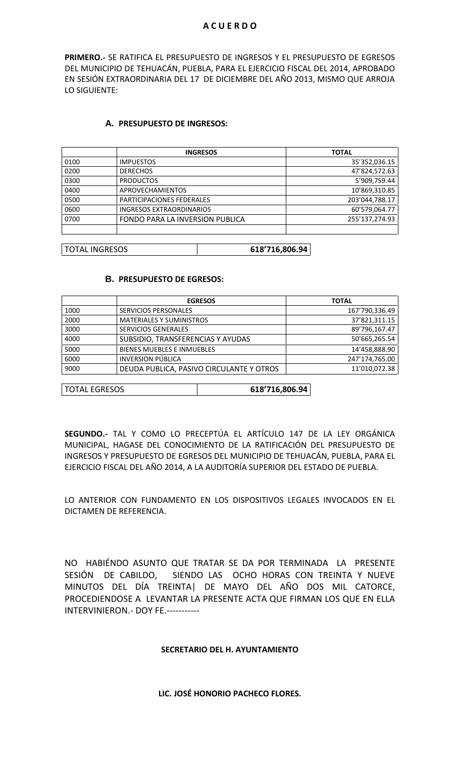**A C U E R D O**

**PRIMERO.-** SE RATIFICA EL PRESUPUESTO DE INGRESOS Y EL PRESUPUESTO DE EGRESOS DEL MUNICIPIO DE TEHUACÁN, PUEBLA, PARA EL EJERCICIO FISCAL DEL 2014, APROBADO EN SESIÓN EXTRAORDINARIA DEL 17 DE DICIEMBRE DEL AÑO 2013, MISMO QUE ARROJA LO SIGUIENTE:

**A. PRESUPUESTO DE INGRESOS:**

| | **INGRESOS** | **TOTAL** |
|---|---|---|
| 0100 | IMPUESTOS | 35'352,036.15 |
| 0200 | DERECHOS | 47'824,572.63 |
| 0300 | PRODUCTOS | 5'909,759.44 |
| 0400 | APROVECHAMIENTOS | 10'869,310.85 |
| 0500 | PARTICIPACIONES FEDERALES | 203'044,788.17 |
| 0600 | INGRESOS EXTRAORDINARIOS | 60'579,064.77 |
| 0700 | FONDO PARA LA INVERSION PUBLICA | 255'137,274.93 |
| | | |

| TOTAL INGRESOS | **618'716,806.94** |
|---|---|

**B. PRESUPUESTO DE EGRESOS:**

| | **EGRESOS** | **TOTAL** |
|---|---|---|
| 1000 | SERVICIOS PERSONALES | 167'790,336.49 |
| 2000 | MATERIALES Y SUMINISTROS | 37'821,311.15 |
| 3000 | SERVICIOS GENERALES | 89'796,167.47 |
| 4000 | SUBSIDIO, TRANSFERENCIAS Y AYUDAS | 50'665,265.54 |
| 5000 | BIENES MUEBLES E INMUEBLES | 14'458,888.90 |
| 6000 | INVERSION PÚBLICA | 247'174,765.00 |
| 9000 | DEUDA PUBLICA, PASIVO CIRCULANTE Y OTROS | 11'010,072.38 |

| TOTAL EGRESOS | **618'716,806.94** |
|---|---|

**SEGUNDO.-** TAL Y COMO LO PRECEPTÚA EL ARTÍCULO 147 DE LA LEY ORGÁNICA MUNICIPAL, HAGASE DEL CONOCIMIENTO DE LA RATIFICACIÓN DEL PRESUPUESTO DE INGRESOS Y PRESUPUESTO DE EGRESOS DEL MUNICIPIO DE TEHUACÁN, PUEBLA, PARA EL EJERCICIO FISCAL DEL AÑO 2014, A LA AUDITORÍA SUPERIOR DEL ESTADO DE PUEBLA.

LO ANTERIOR CON FUNDAMENTO EN LOS DISPOSITIVOS LEGALES INVOCADOS EN EL DICTAMEN DE REFERENCIA.

NO HABIÉNDO ASUNTO QUE TRATAR SE DA POR TERMINADA LA PRESENTE SESIÓN DE CABILDO, SIENDO LAS OCHO HORAS CON TREINTA Y NUEVE MINUTOS DEL DÍA TREINTA| DE MAYO DEL AÑO DOS MIL CATORCE, PROCEDIENDOSE A LEVANTAR LA PRESENTE ACTA QUE FIRMAN LOS QUE EN ELLA INTERVINIERON.- DOY FE.-----------

**SECRETARIO DEL H. AYUNTAMIENTO**

**LIC. JOSÉ HONORIO PACHECO FLORES.**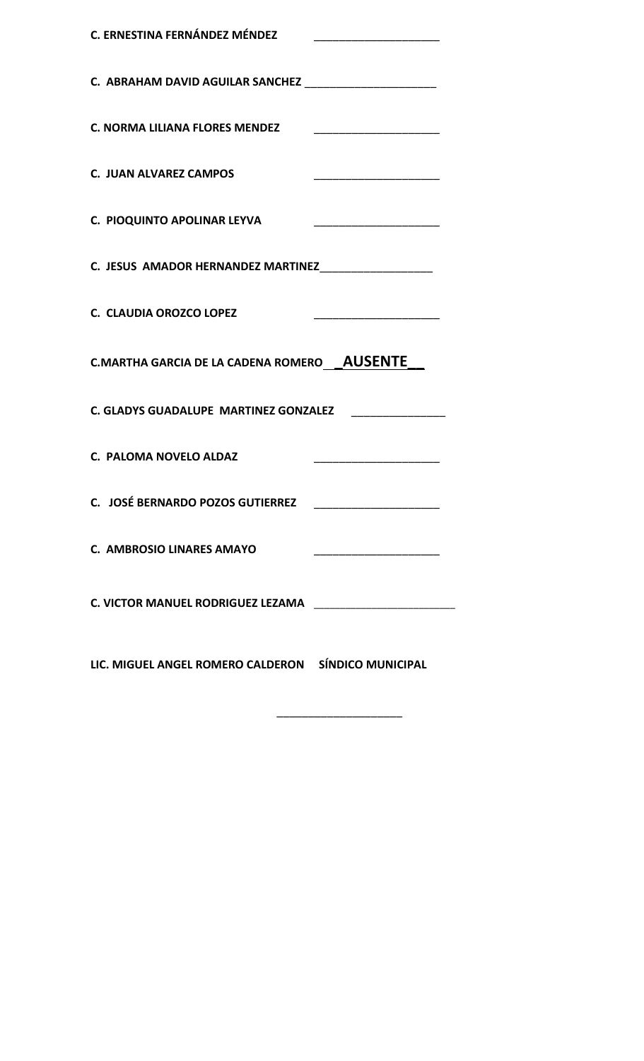**C. ERNESTINA FERNÁNDEZ MÉNDEZ** ____________________

**C. ABRAHAM DAVID AGUILAR SANCHEZ** ____________________

**C. NORMA LILIANA FLORES MENDEZ** ____________________

**C. JUAN ALVAREZ CAMPOS** ____________________

**C. PIOQUINTO APOLINAR LEYVA** ____________________

**C. JESUS AMADOR HERNANDEZ MARTINEZ**__________________

**C. CLAUDIA OROZCO LOPEZ** ____________________

**C.MARTHA GARCIA DE LA CADENA ROMERO __AUSENTE__**

**C. GLADYS GUADALUPE MARTINEZ GONZALEZ** _______________

**C. PALOMA NOVELO ALDAZ** ____________________

**C. JOSÉ BERNARDO POZOS GUTIERREZ** ____________________

**C. AMBROSIO LINARES AMAYO** ____________________

**C. VICTOR MANUEL RODRIGUEZ LEZAMA** ______________________

**LIC. MIGUEL ANGEL ROMERO CALDERON SÍNDICO MUNICIPAL**

____________________